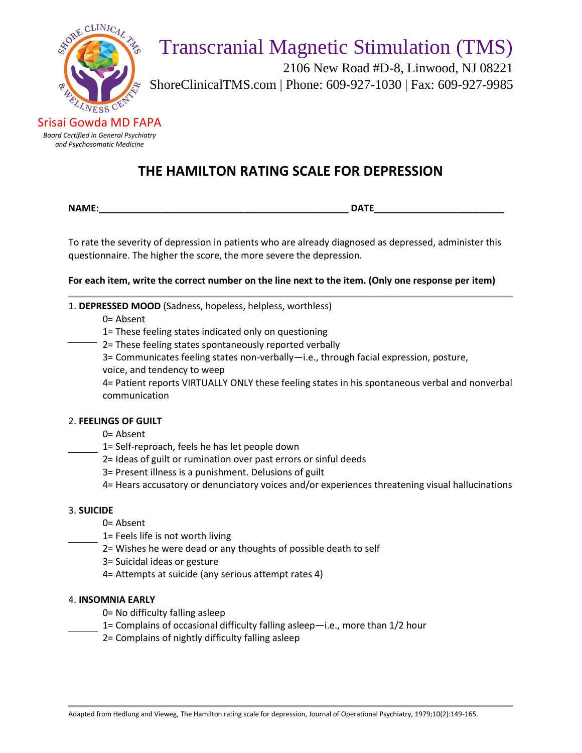# Transcranial Magnetic Stimulation (TMS)

2106 New Road #D-8, Linwood, NJ 08221

ShoreClinicalTMS.com | Phone: 609-927-1030 | Fax: 609-927-9985

Srisai Gowda MD FAPA

*Board Certified in General Psychiatry and Psychosomatic Medicine*

## THE HAMILTON RATING SCALE FOR DEPRESSION

**NAME:**\_\_\_\_\_\_\_\_\_\_\_\_\_\_\_\_\_\_\_\_\_\_\_\_\_\_\_\_\_\_\_\_\_\_\_\_\_\_\_\_\_\_\_\_ **DATE**\_\_\_\_\_\_\_\_\_\_\_\_\_\_\_\_\_\_\_\_\_\_\_

To rate the severity of depression in patients who are already diagnosed as depressed, administer this questionnaire. The higher the score, the more severe the depression.

**For each item, write the correct number on the line next to the item. (Only one response per item)**

---

1. **DEPRESSED MOOD** (Sadness, hopeless, helpless, worthless)

\_\_\_\_\_

0= Absent
1= These feeling states indicated only on questioning
2= These feeling states spontaneously reported verbally
3= Communicates feeling states non-verbally—i.e., through facial expression, posture, voice, and tendency to weep
4= Patient reports VIRTUALLY ONLY these feeling states in his spontaneous verbal and nonverbal communication

2. **FEELINGS OF GUILT**

\_\_\_\_\_

0= Absent
1= Self-reproach, feels he has let people down
2= Ideas of guilt or rumination over past errors or sinful deeds
3= Present illness is a punishment. Delusions of guilt
4= Hears accusatory or denunciatory voices and/or experiences threatening visual hallucinations

3. **SUICIDE**

\_\_\_\_\_

0= Absent
1= Feels life is not worth living
2= Wishes he were dead or any thoughts of possible death to self
3= Suicidal ideas or gesture
4= Attempts at suicide (any serious attempt rates 4)

4. **INSOMNIA EARLY**

\_\_\_\_\_

0= No difficulty falling asleep
1= Complains of occasional difficulty falling asleep—i.e., more than 1/2 hour
2= Complains of nightly difficulty falling asleep

---

Adapted from Hedlung and Vieweg, The Hamilton rating scale for depression, Journal of Operational Psychiatry, 1979;10(2):149-165.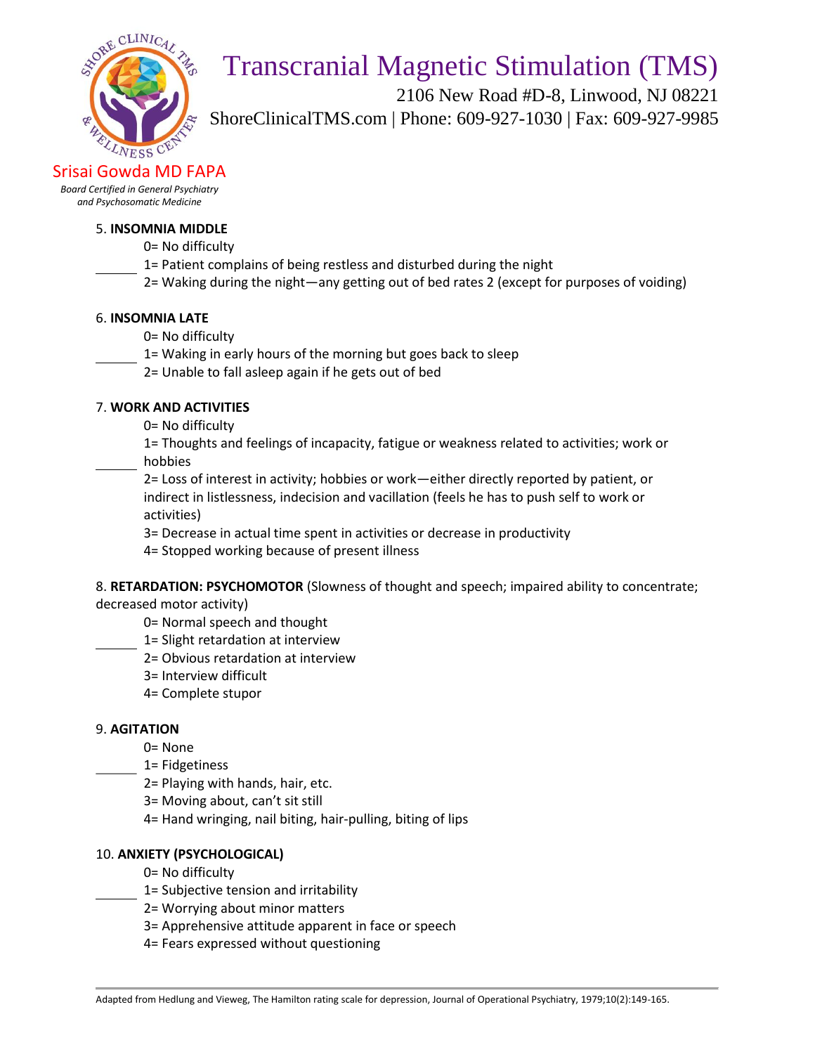# Transcranial Magnetic Stimulation (TMS)

2106 New Road #D-8, Linwood, NJ 08221
ShoreClinicalTMS.com | Phone: 609-927-1030 | Fax: 609-927-9985

Srisai Gowda MD FAPA
*Board Certified in General Psychiatry and Psychosomatic Medicine*

5. **INSOMNIA MIDDLE**

______
- 0= No difficulty
- 1= Patient complains of being restless and disturbed during the night
- 2= Waking during the night—any getting out of bed rates 2 (except for purposes of voiding)

6. **INSOMNIA LATE**

______
- 0= No difficulty
- 1= Waking in early hours of the morning but goes back to sleep
- 2= Unable to fall asleep again if he gets out of bed

7. **WORK AND ACTIVITIES**

______
- 0= No difficulty
- 1= Thoughts and feelings of incapacity, fatigue or weakness related to activities; work or hobbies
- 2= Loss of interest in activity; hobbies or work—either directly reported by patient, or indirect in listlessness, indecision and vacillation (feels he has to push self to work or activities)
- 3= Decrease in actual time spent in activities or decrease in productivity
- 4= Stopped working because of present illness

8. **RETARDATION: PSYCHOMOTOR** (Slowness of thought and speech; impaired ability to concentrate; decreased motor activity)

______
- 0= Normal speech and thought
- 1= Slight retardation at interview
- 2= Obvious retardation at interview
- 3= Interview difficult
- 4= Complete stupor

9. **AGITATION**

______
- 0= None
- 1= Fidgetiness
- 2= Playing with hands, hair, etc.
- 3= Moving about, can't sit still
- 4= Hand wringing, nail biting, hair-pulling, biting of lips

10. **ANXIETY (PSYCHOLOGICAL)**

______
- 0= No difficulty
- 1= Subjective tension and irritability
- 2= Worrying about minor matters
- 3= Apprehensive attitude apparent in face or speech
- 4= Fears expressed without questioning

Adapted from Hedlung and Vieweg, The Hamilton rating scale for depression, Journal of Operational Psychiatry, 1979;10(2):149-165.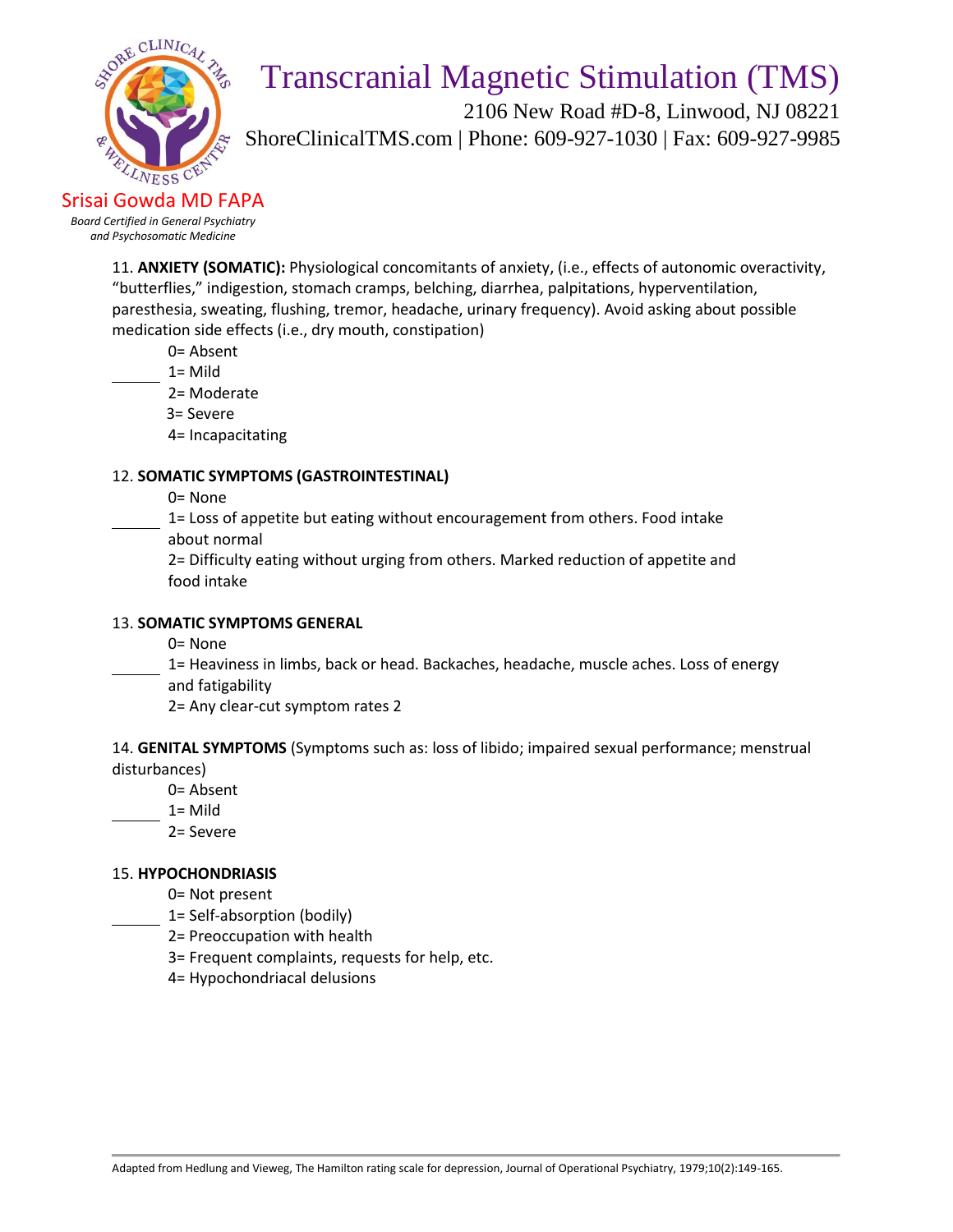11. **ANXIETY (SOMATIC):** Physiological concomitants of anxiety, (i.e., effects of autonomic overactivity, "butterflies," indigestion, stomach cramps, belching, diarrhea, palpitations, hyperventilation, paresthesia, sweating, flushing, tremor, headache, urinary frequency). Avoid asking about possible medication side effects (i.e., dry mouth, constipation)

______

- 0= Absent
- 1= Mild
- 2= Moderate
- 3= Severe
- 4= Incapacitating

12. **SOMATIC SYMPTOMS (GASTROINTESTINAL)**

______

- 0= None
- 1= Loss of appetite but eating without encouragement from others. Food intake about normal
- 2= Difficulty eating without urging from others. Marked reduction of appetite and food intake

13. **SOMATIC SYMPTOMS GENERAL**

______

- 0= None
- 1= Heaviness in limbs, back or head. Backaches, headache, muscle aches. Loss of energy and fatigability
- 2= Any clear-cut symptom rates 2

14. **GENITAL SYMPTOMS** (Symptoms such as: loss of libido; impaired sexual performance; menstrual disturbances)

______

- 0= Absent
- 1= Mild
- 2= Severe

15. **HYPOCHONDRIASIS**

______

- 0= Not present
- 1= Self-absorption (bodily)
- 2= Preoccupation with health
- 3= Frequent complaints, requests for help, etc.
- 4= Hypochondriacal delusions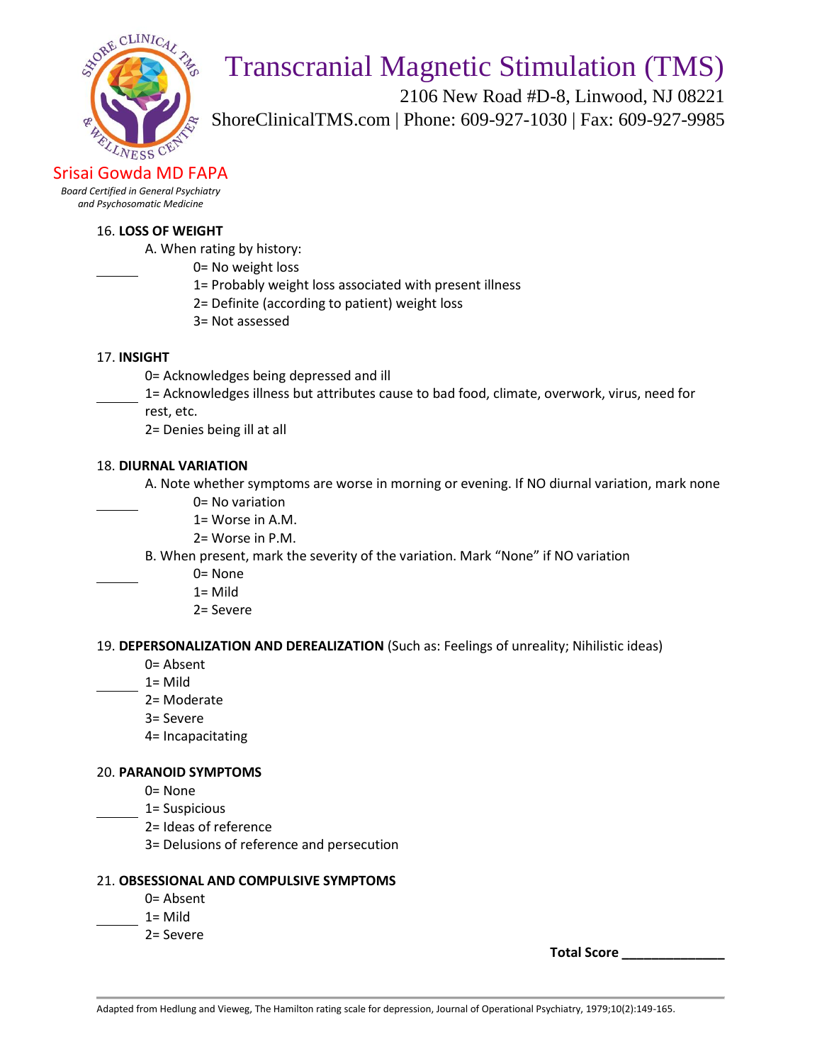# Transcranial Magnetic Stimulation (TMS)

2106 New Road #D-8, Linwood, NJ 08221
ShoreClinicalTMS.com | Phone: 609-927-1030 | Fax: 609-927-9985

Srisai Gowda MD FAPA
*Board Certified in General Psychiatry and Psychosomatic Medicine*

16. **LOSS OF WEIGHT**

A. When rating by history:

______ 0= No weight loss
1= Probably weight loss associated with present illness
2= Definite (according to patient) weight loss
3= Not assessed

17. **INSIGHT**

0= Acknowledges being depressed and ill
______ 1= Acknowledges illness but attributes cause to bad food, climate, overwork, virus, need for rest, etc.
2= Denies being ill at all

18. **DIURNAL VARIATION**

A. Note whether symptoms are worse in morning or evening. If NO diurnal variation, mark none

______ 0= No variation
1= Worse in A.M.
2= Worse in P.M.

B. When present, mark the severity of the variation. Mark "None" if NO variation

______ 0= None
1= Mild
2= Severe

19. **DEPERSONALIZATION AND DEREALIZATION** (Such as: Feelings of unreality; Nihilistic ideas)

0= Absent
______ 1= Mild
2= Moderate
3= Severe
4= Incapacitating

20. **PARANOID SYMPTOMS**

0= None
______ 1= Suspicious
2= Ideas of reference
3= Delusions of reference and persecution

21. **OBSESSIONAL AND COMPULSIVE SYMPTOMS**

0= Absent
______ 1= Mild
2= Severe

**Total Score ______________**

Adapted from Hedlung and Vieweg, The Hamilton rating scale for depression, Journal of Operational Psychiatry, 1979;10(2):149-165.